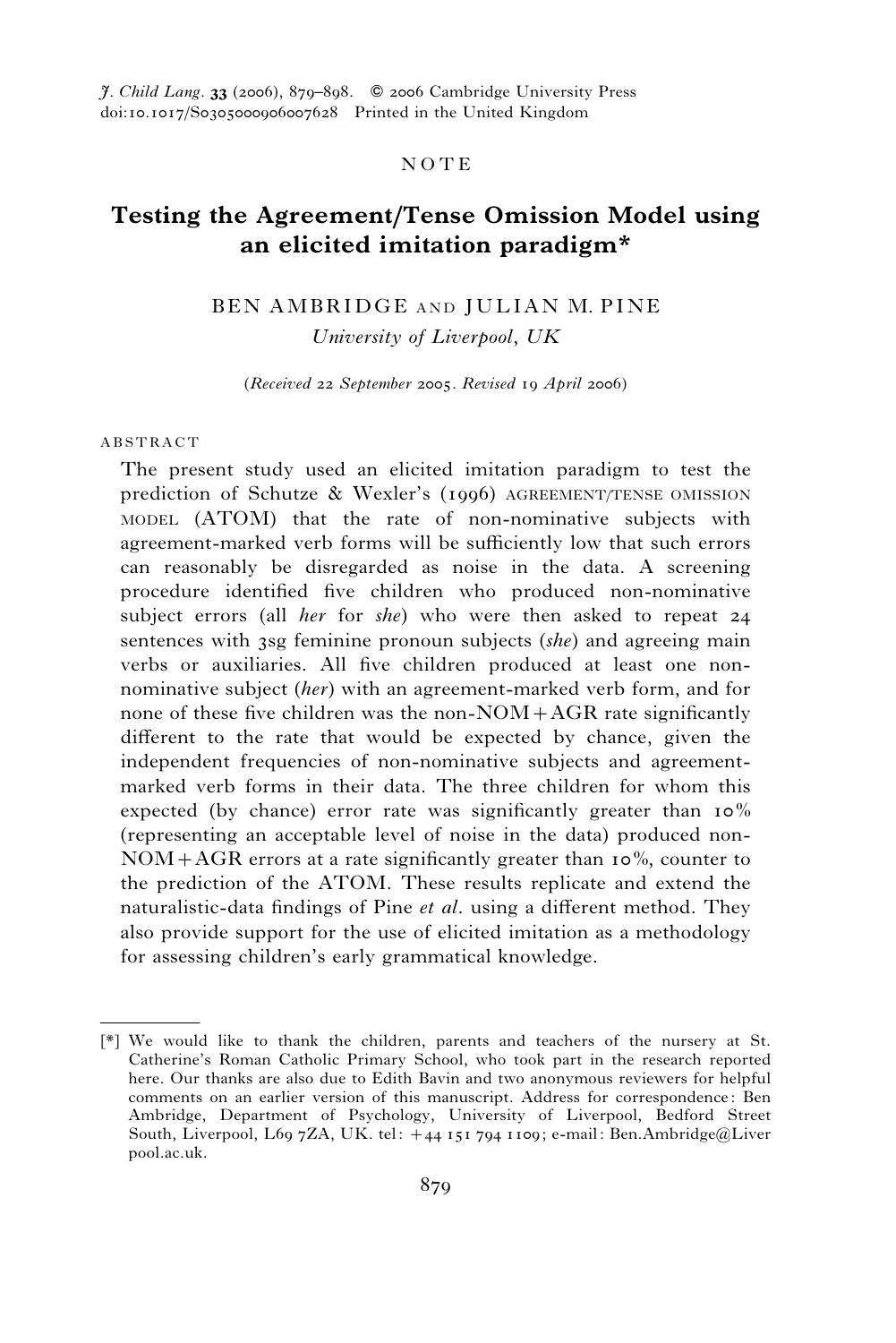NOTE

# Testing the Agreement/Tense Omission Model using an elicited imitation paradigm*

BEN AMBRIDGE AND JULIAN M. PINE

*University of Liverpool, UK*

(*Received 22 September 2005. Revised 19 April 2006*)

## ABSTRACT

The present study used an elicited imitation paradigm to test the prediction of Schutze & Wexler's (1996) AGREEMENT/TENSE OMISSION MODEL (ATOM) that the rate of non-nominative subjects with agreement-marked verb forms will be sufficiently low that such errors can reasonably be disregarded as noise in the data. A screening procedure identified five children who produced non-nominative subject errors (all *her* for *she*) who were then asked to repeat 24 sentences with 3sg feminine pronoun subjects (*she*) and agreeing main verbs or auxiliaries. All five children produced at least one non-nominative subject (*her*) with an agreement-marked verb form, and for none of these five children was the non-NOM+AGR rate significantly different to the rate that would be expected by chance, given the independent frequencies of non-nominative subjects and agreement-marked verb forms in their data. The three children for whom this expected (by chance) error rate was significantly greater than 10% (representing an acceptable level of noise in the data) produced non-NOM+AGR errors at a rate significantly greater than 10%, counter to the prediction of the ATOM. These results replicate and extend the naturalistic-data findings of Pine *et al*. using a different method. They also provide support for the use of elicited imitation as a methodology for assessing children's early grammatical knowledge.

---

[*] We would like to thank the children, parents and teachers of the nursery at St. Catherine's Roman Catholic Primary School, who took part in the research reported here. Our thanks are also due to Edith Bavin and two anonymous reviewers for helpful comments on an earlier version of this manuscript. Address for correspondence: Ben Ambridge, Department of Psychology, University of Liverpool, Bedford Street South, Liverpool, L69 7ZA, UK. tel: +44 151 794 1109; e-mail: Ben.Ambridge@Liverpool.ac.uk.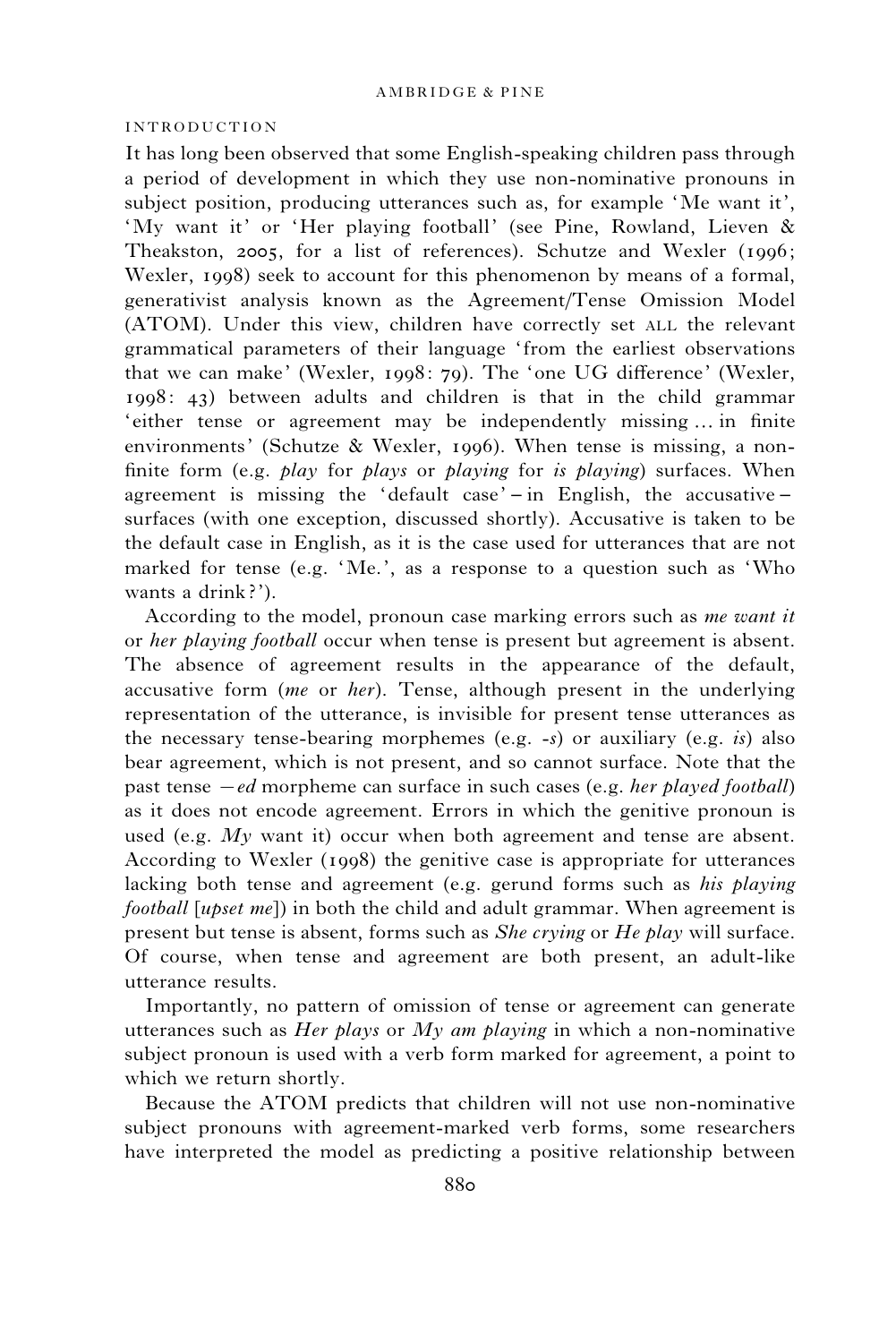## INTRODUCTION

It has long been observed that some English-speaking children pass through a period of development in which they use non-nominative pronouns in subject position, producing utterances such as, for example 'Me want it', 'My want it' or 'Her playing football' (see Pine, Rowland, Lieven & Theakston, 2005, for a list of references). Schutze and Wexler (1996; Wexler, 1998) seek to account for this phenomenon by means of a formal, generativist analysis known as the Agreement/Tense Omission Model (ATOM). Under this view, children have correctly set ALL the relevant grammatical parameters of their language 'from the earliest observations that we can make' (Wexler, 1998: 79). The 'one UG difference' (Wexler, 1998: 43) between adults and children is that in the child grammar 'either tense or agreement may be independently missing … in finite environments' (Schutze & Wexler, 1996). When tense is missing, a non-finite form (e.g. *play* for *plays* or *playing* for *is playing*) surfaces. When agreement is missing the 'default case' – in English, the accusative – surfaces (with one exception, discussed shortly). Accusative is taken to be the default case in English, as it is the case used for utterances that are not marked for tense (e.g. 'Me.', as a response to a question such as 'Who wants a drink?').

According to the model, pronoun case marking errors such as *me want it* or *her playing football* occur when tense is present but agreement is absent. The absence of agreement results in the appearance of the default, accusative form (*me* or *her*). Tense, although present in the underlying representation of the utterance, is invisible for present tense utterances as the necessary tense-bearing morphemes (e.g. *-s*) or auxiliary (e.g. *is*) also bear agreement, which is not present, and so cannot surface. Note that the past tense *–ed* morpheme can surface in such cases (e.g. *her played football*) as it does not encode agreement. Errors in which the genitive pronoun is used (e.g. *My* want it) occur when both agreement and tense are absent. According to Wexler (1998) the genitive case is appropriate for utterances lacking both tense and agreement (e.g. gerund forms such as *his playing football* [*upset me*]) in both the child and adult grammar. When agreement is present but tense is absent, forms such as *She crying* or *He play* will surface. Of course, when tense and agreement are both present, an adult-like utterance results.

Importantly, no pattern of omission of tense or agreement can generate utterances such as *Her plays* or *My am playing* in which a non-nominative subject pronoun is used with a verb form marked for agreement, a point to which we return shortly.

Because the ATOM predicts that children will not use non-nominative subject pronouns with agreement-marked verb forms, some researchers have interpreted the model as predicting a positive relationship between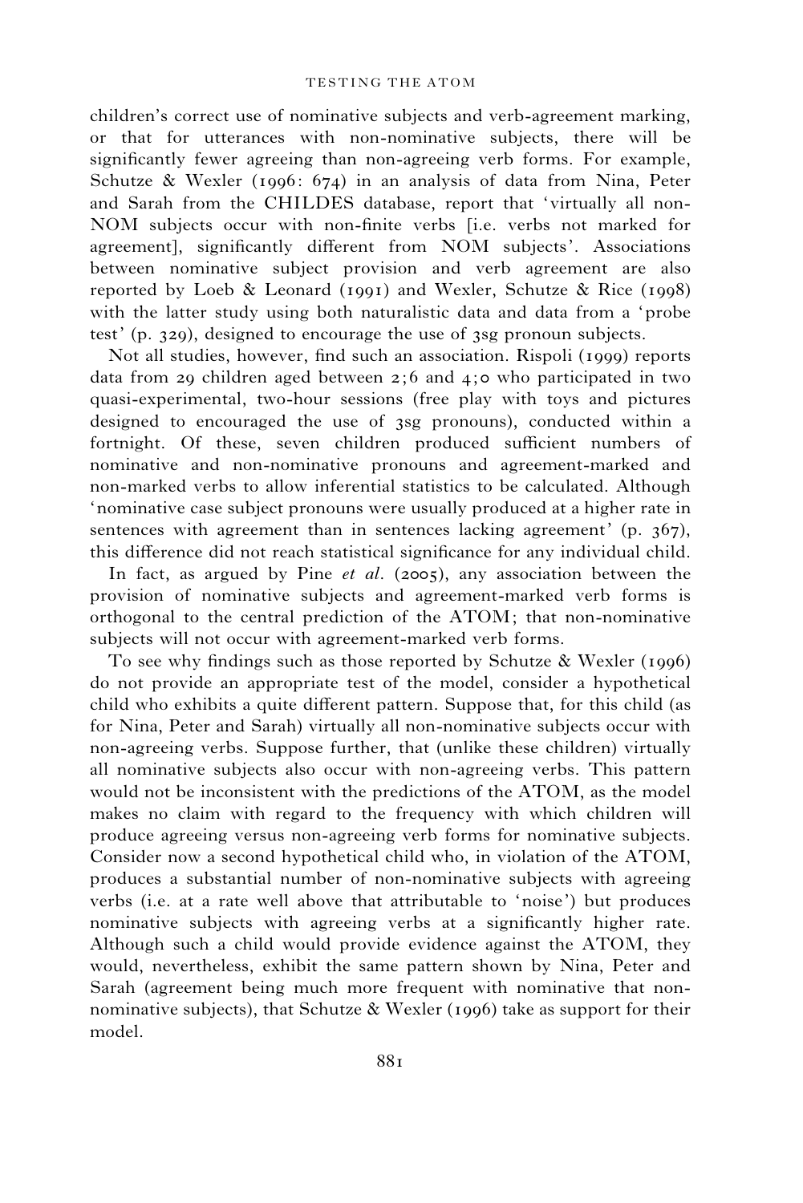children's correct use of nominative subjects and verb-agreement marking, or that for utterances with non-nominative subjects, there will be significantly fewer agreeing than non-agreeing verb forms. For example, Schutze & Wexler (1996: 674) in an analysis of data from Nina, Peter and Sarah from the CHILDES database, report that 'virtually all non-NOM subjects occur with non-finite verbs [i.e. verbs not marked for agreement], significantly different from NOM subjects'. Associations between nominative subject provision and verb agreement are also reported by Loeb & Leonard (1991) and Wexler, Schutze & Rice (1998) with the latter study using both naturalistic data and data from a 'probe test' (p. 329), designed to encourage the use of 3sg pronoun subjects.

Not all studies, however, find such an association. Rispoli (1999) reports data from 29 children aged between 2;6 and 4;0 who participated in two quasi-experimental, two-hour sessions (free play with toys and pictures designed to encouraged the use of 3sg pronouns), conducted within a fortnight. Of these, seven children produced sufficient numbers of nominative and non-nominative pronouns and agreement-marked and non-marked verbs to allow inferential statistics to be calculated. Although 'nominative case subject pronouns were usually produced at a higher rate in sentences with agreement than in sentences lacking agreement' (p. 367), this difference did not reach statistical significance for any individual child.

In fact, as argued by Pine *et al*. (2005), any association between the provision of nominative subjects and agreement-marked verb forms is orthogonal to the central prediction of the ATOM; that non-nominative subjects will not occur with agreement-marked verb forms.

To see why findings such as those reported by Schutze & Wexler (1996) do not provide an appropriate test of the model, consider a hypothetical child who exhibits a quite different pattern. Suppose that, for this child (as for Nina, Peter and Sarah) virtually all non-nominative subjects occur with non-agreeing verbs. Suppose further, that (unlike these children) virtually all nominative subjects also occur with non-agreeing verbs. This pattern would not be inconsistent with the predictions of the ATOM, as the model makes no claim with regard to the frequency with which children will produce agreeing versus non-agreeing verb forms for nominative subjects. Consider now a second hypothetical child who, in violation of the ATOM, produces a substantial number of non-nominative subjects with agreeing verbs (i.e. at a rate well above that attributable to 'noise') but produces nominative subjects with agreeing verbs at a significantly higher rate. Although such a child would provide evidence against the ATOM, they would, nevertheless, exhibit the same pattern shown by Nina, Peter and Sarah (agreement being much more frequent with nominative that non-nominative subjects), that Schutze & Wexler (1996) take as support for their model.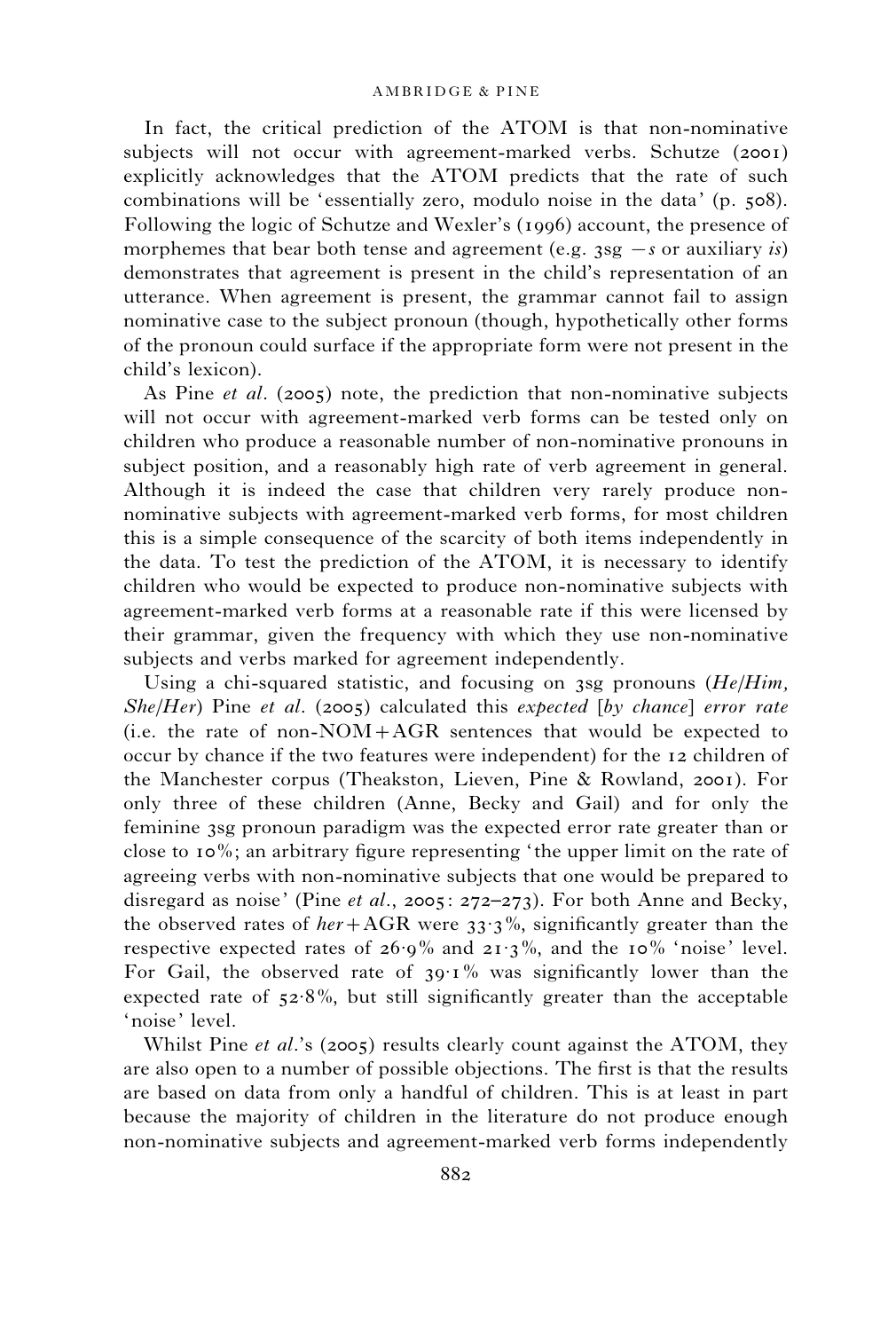In fact, the critical prediction of the ATOM is that non-nominative subjects will not occur with agreement-marked verbs. Schutze (2001) explicitly acknowledges that the ATOM predicts that the rate of such combinations will be 'essentially zero, modulo noise in the data' (p. 508). Following the logic of Schutze and Wexler's (1996) account, the presence of morphemes that bear both tense and agreement (e.g. 3sg *-s* or auxiliary *is*) demonstrates that agreement is present in the child's representation of an utterance. When agreement is present, the grammar cannot fail to assign nominative case to the subject pronoun (though, hypothetically other forms of the pronoun could surface if the appropriate form were not present in the child's lexicon).

As Pine *et al*. (2005) note, the prediction that non-nominative subjects will not occur with agreement-marked verb forms can be tested only on children who produce a reasonable number of non-nominative pronouns in subject position, and a reasonably high rate of verb agreement in general. Although it is indeed the case that children very rarely produce non-nominative subjects with agreement-marked verb forms, for most children this is a simple consequence of the scarcity of both items independently in the data. To test the prediction of the ATOM, it is necessary to identify children who would be expected to produce non-nominative subjects with agreement-marked verb forms at a reasonable rate if this were licensed by their grammar, given the frequency with which they use non-nominative subjects and verbs marked for agreement independently.

Using a chi-squared statistic, and focusing on 3sg pronouns (*He*/*Him*, *She*/*Her*) Pine *et al*. (2005) calculated this *expected* [*by chance*] *error rate* (i.e. the rate of non-NOM+AGR sentences that would be expected to occur by chance if the two features were independent) for the 12 children of the Manchester corpus (Theakston, Lieven, Pine & Rowland, 2001). For only three of these children (Anne, Becky and Gail) and for only the feminine 3sg pronoun paradigm was the expected error rate greater than or close to 10%; an arbitrary figure representing 'the upper limit on the rate of agreeing verbs with non-nominative subjects that one would be prepared to disregard as noise' (Pine *et al*., 2005: 272–273). For both Anne and Becky, the observed rates of *her*+AGR were 33·3%, significantly greater than the respective expected rates of 26·9% and 21·3%, and the 10% 'noise' level. For Gail, the observed rate of 39·1% was significantly lower than the expected rate of 52·8%, but still significantly greater than the acceptable 'noise' level.

Whilst Pine *et al*.'s (2005) results clearly count against the ATOM, they are also open to a number of possible objections. The first is that the results are based on data from only a handful of children. This is at least in part because the majority of children in the literature do not produce enough non-nominative subjects and agreement-marked verb forms independently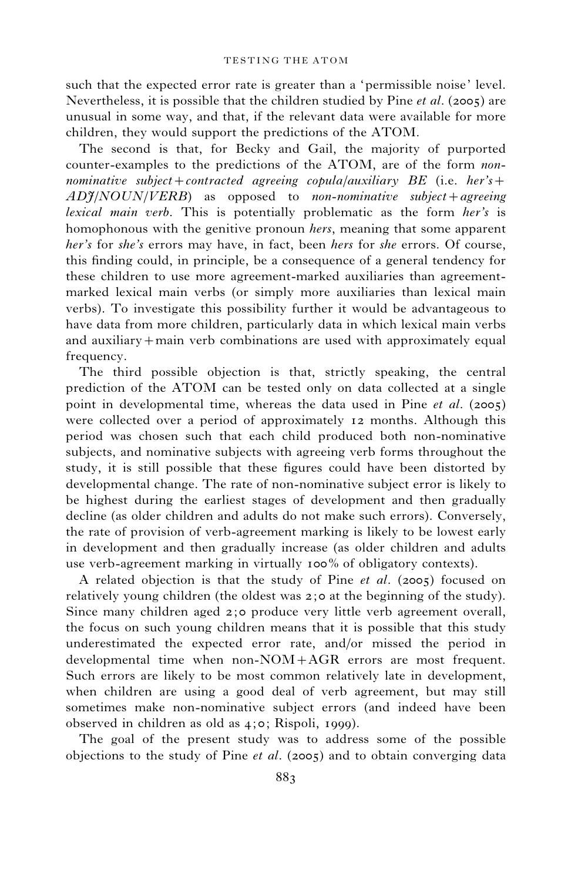such that the expected error rate is greater than a 'permissible noise' level. Nevertheless, it is possible that the children studied by Pine *et al*. (2005) are unusual in some way, and that, if the relevant data were available for more children, they would support the predictions of the ATOM.

The second is that, for Becky and Gail, the majority of purported counter-examples to the predictions of the ATOM, are of the form *non-nominative subject + contracted agreeing copula/auxiliary BE* (i.e. *her's + ADJ/NOUN/VERB*) as opposed to *non-nominative subject + agreeing lexical main verb*. This is potentially problematic as the form *her's* is homophonous with the genitive pronoun *hers*, meaning that some apparent *her's* for *she's* errors may have, in fact, been *hers* for *she* errors. Of course, this finding could, in principle, be a consequence of a general tendency for these children to use more agreement-marked auxiliaries than agreement-marked lexical main verbs (or simply more auxiliaries than lexical main verbs). To investigate this possibility further it would be advantageous to have data from more children, particularly data in which lexical main verbs and auxiliary + main verb combinations are used with approximately equal frequency.

The third possible objection is that, strictly speaking, the central prediction of the ATOM can be tested only on data collected at a single point in developmental time, whereas the data used in Pine *et al*. (2005) were collected over a period of approximately 12 months. Although this period was chosen such that each child produced both non-nominative subjects, and nominative subjects with agreeing verb forms throughout the study, it is still possible that these figures could have been distorted by developmental change. The rate of non-nominative subject error is likely to be highest during the earliest stages of development and then gradually decline (as older children and adults do not make such errors). Conversely, the rate of provision of verb-agreement marking is likely to be lowest early in development and then gradually increase (as older children and adults use verb-agreement marking in virtually 100% of obligatory contexts).

A related objection is that the study of Pine *et al*. (2005) focused on relatively young children (the oldest was 2;0 at the beginning of the study). Since many children aged 2;0 produce very little verb agreement overall, the focus on such young children means that it is possible that this study underestimated the expected error rate, and/or missed the period in developmental time when non-NOM + AGR errors are most frequent. Such errors are likely to be most common relatively late in development, when children are using a good deal of verb agreement, but may still sometimes make non-nominative subject errors (and indeed have been observed in children as old as 4;0; Rispoli, 1999).

The goal of the present study was to address some of the possible objections to the study of Pine *et al*. (2005) and to obtain converging data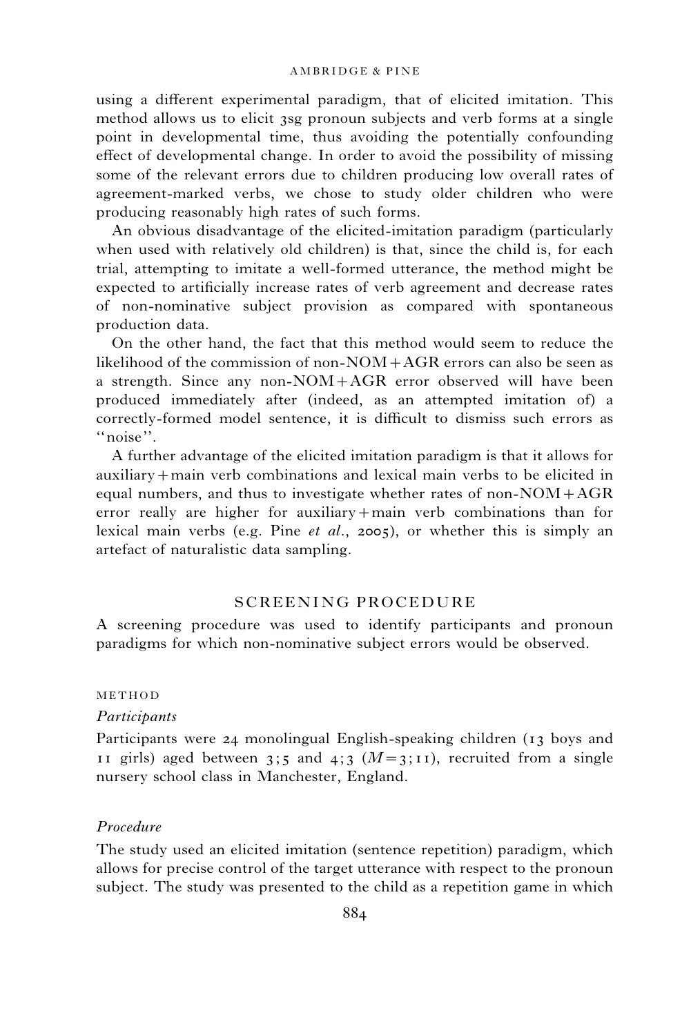using a different experimental paradigm, that of elicited imitation. This method allows us to elicit 3sg pronoun subjects and verb forms at a single point in developmental time, thus avoiding the potentially confounding effect of developmental change. In order to avoid the possibility of missing some of the relevant errors due to children producing low overall rates of agreement-marked verbs, we chose to study older children who were producing reasonably high rates of such forms.

An obvious disadvantage of the elicited-imitation paradigm (particularly when used with relatively old children) is that, since the child is, for each trial, attempting to imitate a well-formed utterance, the method might be expected to artificially increase rates of verb agreement and decrease rates of non-nominative subject provision as compared with spontaneous production data.

On the other hand, the fact that this method would seem to reduce the likelihood of the commission of non-NOM+AGR errors can also be seen as a strength. Since any non-NOM+AGR error observed will have been produced immediately after (indeed, as an attempted imitation of) a correctly-formed model sentence, it is difficult to dismiss such errors as "noise".

A further advantage of the elicited imitation paradigm is that it allows for auxiliary+main verb combinations and lexical main verbs to be elicited in equal numbers, and thus to investigate whether rates of non-NOM+AGR error really are higher for auxiliary+main verb combinations than for lexical main verbs (e.g. Pine *et al.*, 2005), or whether this is simply an artefact of naturalistic data sampling.

## SCREENING PROCEDURE

A screening procedure was used to identify participants and pronoun paradigms for which non-nominative subject errors would be observed.

### METHOD

#### *Participants*

Participants were 24 monolingual English-speaking children (13 boys and 11 girls) aged between 3;5 and 4;3 ($M$=3;11), recruited from a single nursery school class in Manchester, England.

#### *Procedure*

The study used an elicited imitation (sentence repetition) paradigm, which allows for precise control of the target utterance with respect to the pronoun subject. The study was presented to the child as a repetition game in which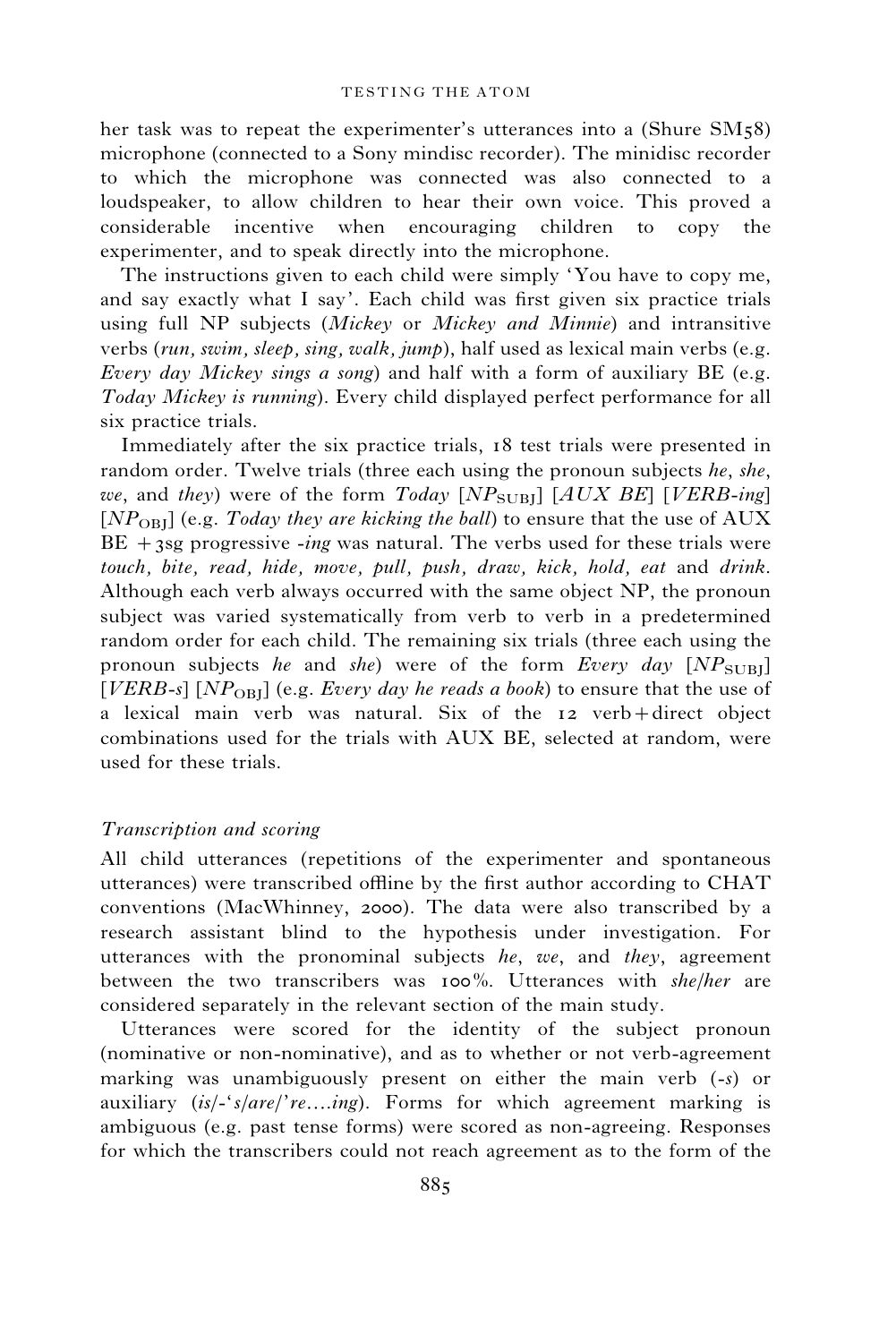her task was to repeat the experimenter's utterances into a (Shure SM58) microphone (connected to a Sony mindisc recorder). The minidisc recorder to which the microphone was connected was also connected to a loudspeaker, to allow children to hear their own voice. This proved a considerable incentive when encouraging children to copy the experimenter, and to speak directly into the microphone.

The instructions given to each child were simply 'You have to copy me, and say exactly what I say'. Each child was first given six practice trials using full NP subjects (*Mickey* or *Mickey and Minnie*) and intransitive verbs (*run, swim, sleep, sing, walk, jump*), half used as lexical main verbs (e.g. *Every day Mickey sings a song*) and half with a form of auxiliary BE (e.g. *Today Mickey is running*). Every child displayed perfect performance for all six practice trials.

Immediately after the six practice trials, 18 test trials were presented in random order. Twelve trials (three each using the pronoun subjects *he*, *she*, *we*, and *they*) were of the form *Today* [$NP_{SUBJ}$] [*AUX BE*] [*VERB-ing*] [$NP_{OBJ}$] (e.g. *Today they are kicking the ball*) to ensure that the use of AUX BE +3sg progressive *-ing* was natural. The verbs used for these trials were *touch, bite, read, hide, move, pull, push, draw, kick, hold, eat* and *drink*. Although each verb always occurred with the same object NP, the pronoun subject was varied systematically from verb to verb in a predetermined random order for each child. The remaining six trials (three each using the pronoun subjects *he* and *she*) were of the form *Every day* [$NP_{SUBJ}$] [*VERB-s*] [$NP_{OBJ}$] (e.g. *Every day he reads a book*) to ensure that the use of a lexical main verb was natural. Six of the 12 verb+direct object combinations used for the trials with AUX BE, selected at random, were used for these trials.

### *Transcription and scoring*

All child utterances (repetitions of the experimenter and spontaneous utterances) were transcribed offline by the first author according to CHAT conventions (MacWhinney, 2000). The data were also transcribed by a research assistant blind to the hypothesis under investigation. For utterances with the pronominal subjects *he*, *we*, and *they*, agreement between the two transcribers was 100%. Utterances with *she/her* are considered separately in the relevant section of the main study.

Utterances were scored for the identity of the subject pronoun (nominative or non-nominative), and as to whether or not verb-agreement marking was unambiguously present on either the main verb (*-s*) or auxiliary (*is/-'s/are/'re….ing*). Forms for which agreement marking is ambiguous (e.g. past tense forms) were scored as non-agreeing. Responses for which the transcribers could not reach agreement as to the form of the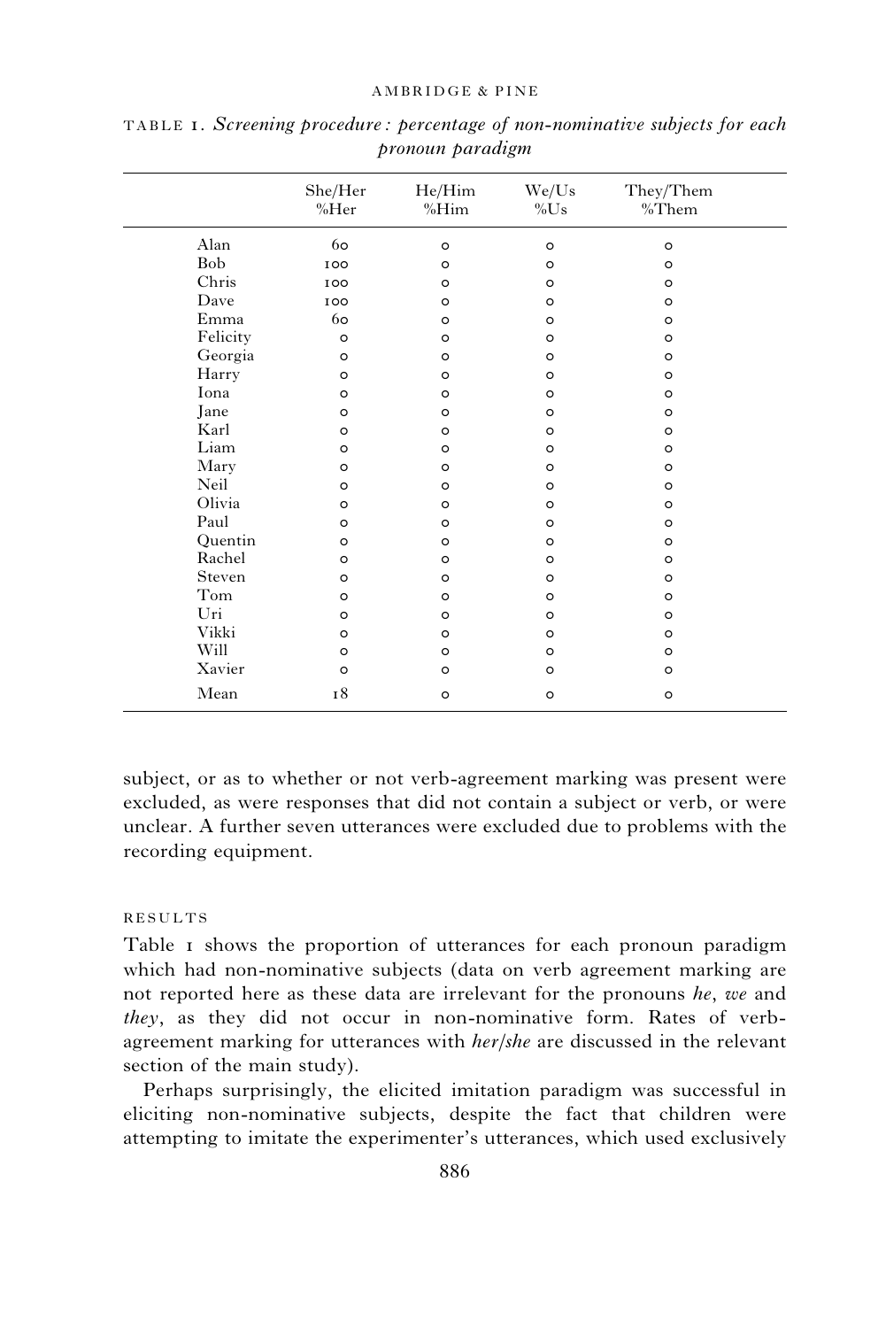TABLE 1. *Screening procedure: percentage of non-nominative subjects for each pronoun paradigm*

| | She/Her %Her | He/Him %Him | We/Us %Us | They/Them %Them |
|---|---|---|---|---|
| Alan | 60 | 0 | 0 | 0 |
| Bob | 100 | 0 | 0 | 0 |
| Chris | 100 | 0 | 0 | 0 |
| Dave | 100 | 0 | 0 | 0 |
| Emma | 60 | 0 | 0 | 0 |
| Felicity | 0 | 0 | 0 | 0 |
| Georgia | 0 | 0 | 0 | 0 |
| Harry | 0 | 0 | 0 | 0 |
| Iona | 0 | 0 | 0 | 0 |
| Jane | 0 | 0 | 0 | 0 |
| Karl | 0 | 0 | 0 | 0 |
| Liam | 0 | 0 | 0 | 0 |
| Mary | 0 | 0 | 0 | 0 |
| Neil | 0 | 0 | 0 | 0 |
| Olivia | 0 | 0 | 0 | 0 |
| Paul | 0 | 0 | 0 | 0 |
| Quentin | 0 | 0 | 0 | 0 |
| Rachel | 0 | 0 | 0 | 0 |
| Steven | 0 | 0 | 0 | 0 |
| Tom | 0 | 0 | 0 | 0 |
| Uri | 0 | 0 | 0 | 0 |
| Vikki | 0 | 0 | 0 | 0 |
| Will | 0 | 0 | 0 | 0 |
| Xavier | 0 | 0 | 0 | 0 |
| Mean | 18 | 0 | 0 | 0 |

subject, or as to whether or not verb-agreement marking was present were excluded, as were responses that did not contain a subject or verb, or were unclear. A further seven utterances were excluded due to problems with the recording equipment.

### RESULTS

Table 1 shows the proportion of utterances for each pronoun paradigm which had non-nominative subjects (data on verb agreement marking are not reported here as these data are irrelevant for the pronouns *he*, *we* and *they*, as they did not occur in non-nominative form. Rates of verb-agreement marking for utterances with *her/she* are discussed in the relevant section of the main study).

Perhaps surprisingly, the elicited imitation paradigm was successful in eliciting non-nominative subjects, despite the fact that children were attempting to imitate the experimenter's utterances, which used exclusively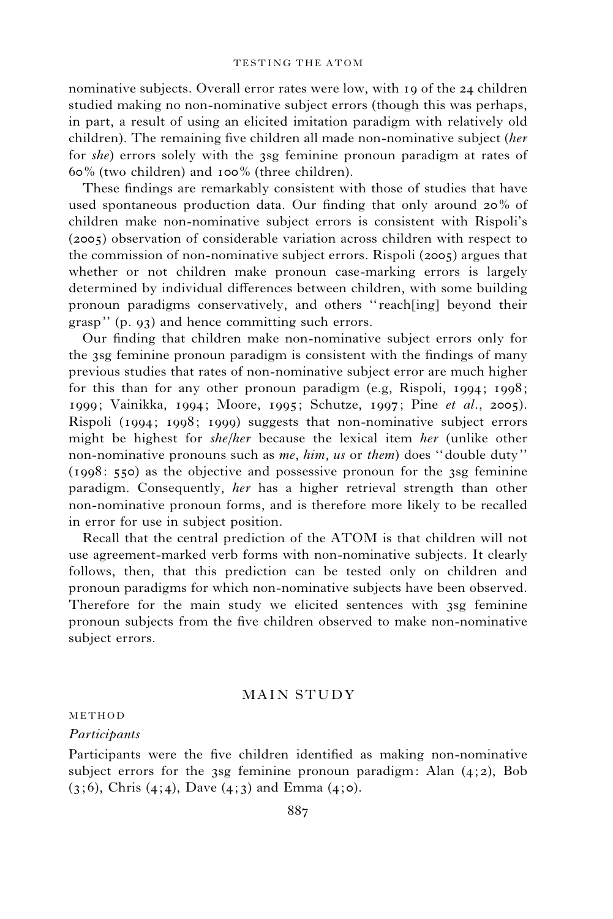nominative subjects. Overall error rates were low, with 19 of the 24 children studied making no non-nominative subject errors (though this was perhaps, in part, a result of using an elicited imitation paradigm with relatively old children). The remaining five children all made non-nominative subject (*her* for *she*) errors solely with the 3sg feminine pronoun paradigm at rates of 60% (two children) and 100% (three children).

These findings are remarkably consistent with those of studies that have used spontaneous production data. Our finding that only around 20% of children make non-nominative subject errors is consistent with Rispoli's (2005) observation of considerable variation across children with respect to the commission of non-nominative subject errors. Rispoli (2005) argues that whether or not children make pronoun case-marking errors is largely determined by individual differences between children, with some building pronoun paradigms conservatively, and others ''reach[ing] beyond their grasp'' (p. 93) and hence committing such errors.

Our finding that children make non-nominative subject errors only for the 3sg feminine pronoun paradigm is consistent with the findings of many previous studies that rates of non-nominative subject error are much higher for this than for any other pronoun paradigm (e.g, Rispoli, 1994; 1998; 1999; Vainikka, 1994; Moore, 1995; Schutze, 1997; Pine *et al.*, 2005). Rispoli (1994; 1998; 1999) suggests that non-nominative subject errors might be highest for *she/her* because the lexical item *her* (unlike other non-nominative pronouns such as *me*, *him, us* or *them*) does ''double duty'' (1998: 550) as the objective and possessive pronoun for the 3sg feminine paradigm. Consequently, *her* has a higher retrieval strength than other non-nominative pronoun forms, and is therefore more likely to be recalled in error for use in subject position.

Recall that the central prediction of the ATOM is that children will not use agreement-marked verb forms with non-nominative subjects. It clearly follows, then, that this prediction can be tested only on children and pronoun paradigms for which non-nominative subjects have been observed. Therefore for the main study we elicited sentences with 3sg feminine pronoun subjects from the five children observed to make non-nominative subject errors.

## MAIN STUDY

### METHOD

#### *Participants*

Participants were the five children identified as making non-nominative subject errors for the 3sg feminine pronoun paradigm: Alan (4;2), Bob (3;6), Chris (4;4), Dave (4;3) and Emma (4;0).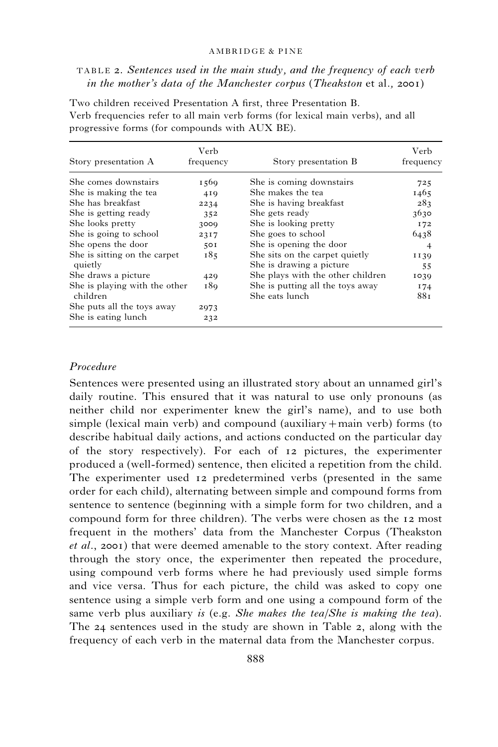TABLE 2. *Sentences used in the main study, and the frequency of each verb in the mother's data of the Manchester corpus (Theakston et al., 2001)*

Two children received Presentation A first, three Presentation B.
Verb frequencies refer to all main verb forms (for lexical main verbs), and all progressive forms (for compounds with AUX BE).

| Story presentation A | Verb frequency | Story presentation B | Verb frequency |
|---|---|---|---|
| She comes downstairs | 1569 | She is coming downstairs | 725 |
| She is making the tea | 419 | She makes the tea | 1465 |
| She has breakfast | 2234 | She is having breakfast | 283 |
| She is getting ready | 352 | She gets ready | 3630 |
| She looks pretty | 3009 | She is looking pretty | 172 |
| She is going to school | 2317 | She goes to school | 6438 |
| She opens the door | 501 | She is opening the door | 4 |
| She is sitting on the carpet quietly | 185 | She sits on the carpet quietly | 1139 |
| | | She is drawing a picture | 55 |
| She draws a picture | 429 | She plays with the other children | 1039 |
| She is playing with the other children | 189 | She is putting all the toys away | 174 |
| | | She eats lunch | 881 |
| She puts all the toys away | 2973 | | |
| She is eating lunch | 232 | | |

### *Procedure*

Sentences were presented using an illustrated story about an unnamed girl's daily routine. This ensured that it was natural to use only pronouns (as neither child nor experimenter knew the girl's name), and to use both simple (lexical main verb) and compound (auxiliary + main verb) forms (to describe habitual daily actions, and actions conducted on the particular day of the story respectively). For each of 12 pictures, the experimenter produced a (well-formed) sentence, then elicited a repetition from the child. The experimenter used 12 predetermined verbs (presented in the same order for each child), alternating between simple and compound forms from sentence to sentence (beginning with a simple form for two children, and a compound form for three children). The verbs were chosen as the 12 most frequent in the mothers' data from the Manchester Corpus (Theakston *et al.*, 2001) that were deemed amenable to the story context. After reading through the story once, the experimenter then repeated the procedure, using compound verb forms where he had previously used simple forms and vice versa. Thus for each picture, the child was asked to copy one sentence using a simple verb form and one using a compound form of the same verb plus auxiliary *is* (e.g. *She makes the tea/She is making the tea*). The 24 sentences used in the study are shown in Table 2, along with the frequency of each verb in the maternal data from the Manchester corpus.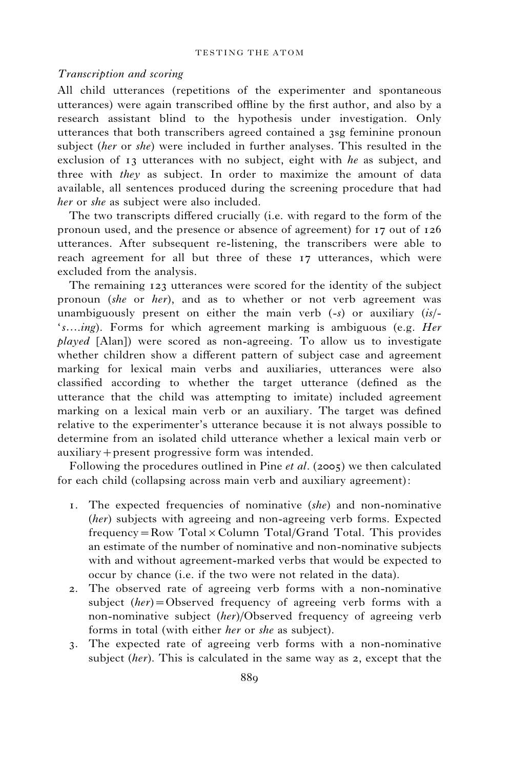### *Transcription and scoring*

All child utterances (repetitions of the experimenter and spontaneous utterances) were again transcribed offline by the first author, and also by a research assistant blind to the hypothesis under investigation. Only utterances that both transcribers agreed contained a 3sg feminine pronoun subject (*her* or *she*) were included in further analyses. This resulted in the exclusion of 13 utterances with no subject, eight with *he* as subject, and three with *they* as subject. In order to maximize the amount of data available, all sentences produced during the screening procedure that had *her* or *she* as subject were also included.

The two transcripts differed crucially (i.e. with regard to the form of the pronoun used, and the presence or absence of agreement) for 17 out of 126 utterances. After subsequent re-listening, the transcribers were able to reach agreement for all but three of these 17 utterances, which were excluded from the analysis.

The remaining 123 utterances were scored for the identity of the subject pronoun (*she* or *her*), and as to whether or not verb agreement was unambiguously present on either the main verb (*-s*) or auxiliary (*is*/-'*s*....*ing*). Forms for which agreement marking is ambiguous (e.g. *Her played* [Alan]) were scored as non-agreeing. To allow us to investigate whether children show a different pattern of subject case and agreement marking for lexical main verbs and auxiliaries, utterances were also classified according to whether the target utterance (defined as the utterance that the child was attempting to imitate) included agreement marking on a lexical main verb or an auxiliary. The target was defined relative to the experimenter's utterance because it is not always possible to determine from an isolated child utterance whether a lexical main verb or auxiliary + present progressive form was intended.

Following the procedures outlined in Pine *et al*. (2005) we then calculated for each child (collapsing across main verb and auxiliary agreement):

1. The expected frequencies of nominative (*she*) and non-nominative (*her*) subjects with agreeing and non-agreeing verb forms. Expected frequency = Row Total × Column Total/Grand Total. This provides an estimate of the number of nominative and non-nominative subjects with and without agreement-marked verbs that would be expected to occur by chance (i.e. if the two were not related in the data).
2. The observed rate of agreeing verb forms with a non-nominative subject (*her*) = Observed frequency of agreeing verb forms with a non-nominative subject (*her*)/Observed frequency of agreeing verb forms in total (with either *her* or *she* as subject).
3. The expected rate of agreeing verb forms with a non-nominative subject (*her*). This is calculated in the same way as 2, except that the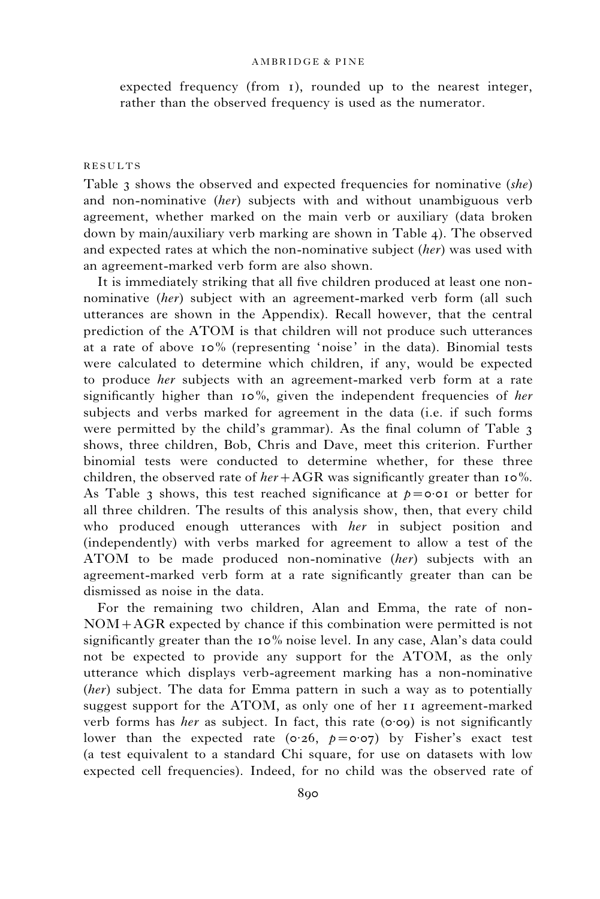expected frequency (from 1), rounded up to the nearest integer, rather than the observed frequency is used as the numerator.

## RESULTS

Table 3 shows the observed and expected frequencies for nominative (*she*) and non-nominative (*her*) subjects with and without unambiguous verb agreement, whether marked on the main verb or auxiliary (data broken down by main/auxiliary verb marking are shown in Table 4). The observed and expected rates at which the non-nominative subject (*her*) was used with an agreement-marked verb form are also shown.

It is immediately striking that all five children produced at least one non-nominative (*her*) subject with an agreement-marked verb form (all such utterances are shown in the Appendix). Recall however, that the central prediction of the ATOM is that children will not produce such utterances at a rate of above 10% (representing 'noise' in the data). Binomial tests were calculated to determine which children, if any, would be expected to produce *her* subjects with an agreement-marked verb form at a rate significantly higher than 10%, given the independent frequencies of *her* subjects and verbs marked for agreement in the data (i.e. if such forms were permitted by the child's grammar). As the final column of Table 3 shows, three children, Bob, Chris and Dave, meet this criterion. Further binomial tests were conducted to determine whether, for these three children, the observed rate of *her*+AGR was significantly greater than 10%. As Table 3 shows, this test reached significance at $p=0{\cdot}01$ or better for all three children. The results of this analysis show, then, that every child who produced enough utterances with *her* in subject position and (independently) with verbs marked for agreement to allow a test of the ATOM to be made produced non-nominative (*her*) subjects with an agreement-marked verb form at a rate significantly greater than can be dismissed as noise in the data.

For the remaining two children, Alan and Emma, the rate of non-NOM+AGR expected by chance if this combination were permitted is not significantly greater than the 10% noise level. In any case, Alan's data could not be expected to provide any support for the ATOM, as the only utterance which displays verb-agreement marking has a non-nominative (*her*) subject. The data for Emma pattern in such a way as to potentially suggest support for the ATOM, as only one of her 11 agreement-marked verb forms has *her* as subject. In fact, this rate (0·09) is not significantly lower than the expected rate (0·26, $p=0{\cdot}07$) by Fisher's exact test (a test equivalent to a standard Chi square, for use on datasets with low expected cell frequencies). Indeed, for no child was the observed rate of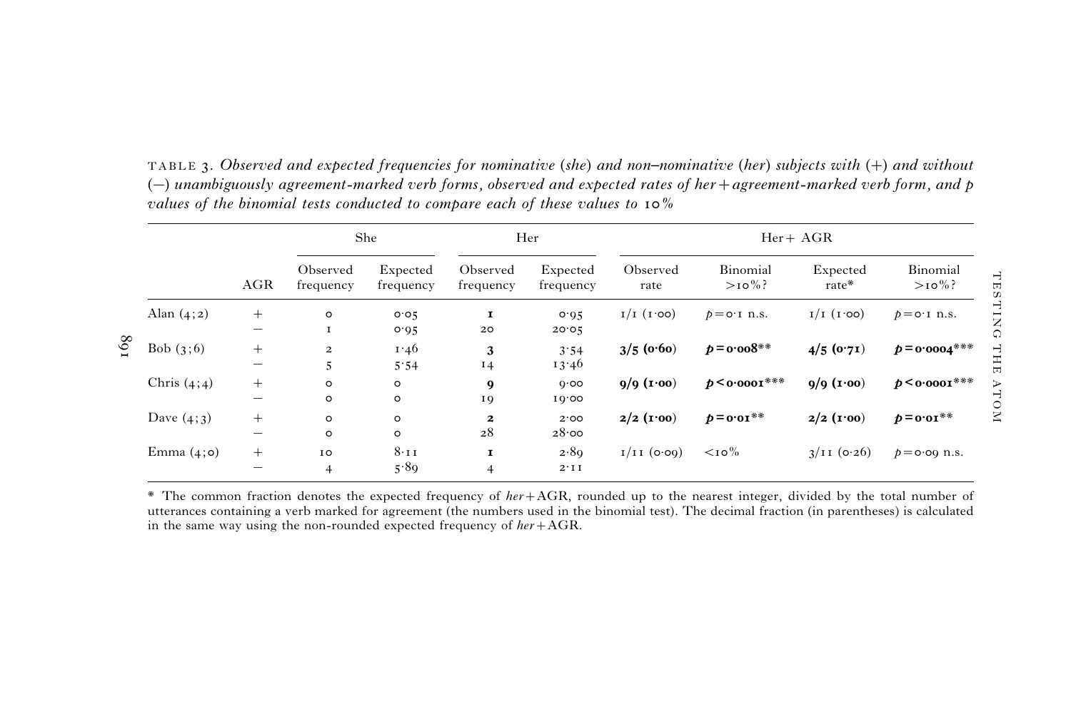TABLE 3. *Observed and expected frequencies for nominative (she) and non–nominative (her) subjects with (+) and without (−) unambiguously agreement-marked verb forms, observed and expected rates of her + agreement-marked verb form, and p values of the binomial tests conducted to compare each of these values to 10%*

| | | She | | Her | | Her + AGR | | | |
|---|---|---|---|---|---|---|---|---|---|
| | AGR | Observed frequency | Expected frequency | Observed frequency | Expected frequency | Observed rate | Binomial >10%? | Expected rate* | Binomial >10%? |
| Alan (4;2) | + | 0 | 0·05 | **1** | 0·95 | 1/1 (1·00) | $p = 0·1$ n.s. | 1/1 (1·00) | $p = 0·1$ n.s. |
| | − | 1 | 0·95 | 20 | 20·05 | | | | |
| Bob (3;6) | + | 2 | 1·46 | **3** | 3·54 | **3/5 (0·60)** | $\boldsymbol{p = 0·008}$** | **4/5 (0·71)** | $\boldsymbol{p = 0·0004}$*** |
| | − | 5 | 5·54 | 14 | 13·46 | | | | |
| Chris (4;4) | + | 0 | 0 | **9** | 9·00 | **9/9 (1·00)** | $\boldsymbol{p < 0·0001}$*** | **9/9 (1·00)** | $\boldsymbol{p < 0·0001}$*** |
| | − | 0 | 0 | 19 | 19·00 | | | | |
| Dave (4;3) | + | 0 | 0 | **2** | 2·00 | **2/2 (1·00)** | $\boldsymbol{p = 0·01}$** | **2/2 (1·00)** | $\boldsymbol{p = 0·01}$** |
| | − | 0 | 0 | 28 | 28·00 | | | | |
| Emma (4;0) | + | 10 | 8·11 | **1** | 2·89 | 1/11 (0·09) | <10% | 3/11 (0·26) | $p = 0·09$ n.s. |
| | − | 4 | 5·89 | 4 | 2·11 | | | | |

\* The common fraction denotes the expected frequency of *her* + AGR, rounded up to the nearest integer, divided by the total number of utterances containing a verb marked for agreement (the numbers used in the binomial test). The decimal fraction (in parentheses) is calculated in the same way using the non-rounded expected frequency of *her* + AGR.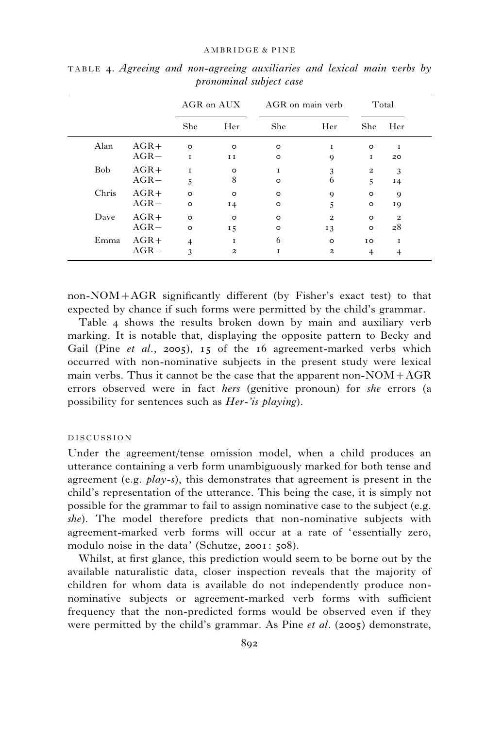TABLE 4. *Agreeing and non-agreeing auxiliaries and lexical main verbs by pronominal subject case*

| | | AGR on AUX | | AGR on main verb | | Total | |
|---|---|---|---|---|---|---|---|
| | | She | Her | She | Her | She | Her |
| Alan | AGR+ | 0 | 0 | 0 | 1 | 0 | 1 |
| | AGR− | 1 | 11 | 0 | 9 | 1 | 20 |
| Bob | AGR+ | 1 | 0 | 1 | 3 | 2 | 3 |
| | AGR− | 5 | 8 | 0 | 6 | 5 | 14 |
| Chris | AGR+ | 0 | 0 | 0 | 9 | 0 | 9 |
| | AGR− | 0 | 14 | 0 | 5 | 0 | 19 |
| Dave | AGR+ | 0 | 0 | 0 | 2 | 0 | 2 |
| | AGR− | 0 | 15 | 0 | 13 | 0 | 28 |
| Emma | AGR+ | 4 | 1 | 6 | 0 | 10 | 1 |
| | AGR− | 3 | 2 | 1 | 2 | 4 | 4 |

non-NOM+AGR significantly different (by Fisher's exact test) to that expected by chance if such forms were permitted by the child's grammar.

Table 4 shows the results broken down by main and auxiliary verb marking. It is notable that, displaying the opposite pattern to Becky and Gail (Pine *et al.*, 2005), 15 of the 16 agreement-marked verbs which occurred with non-nominative subjects in the present study were lexical main verbs. Thus it cannot be the case that the apparent non-NOM+AGR errors observed were in fact *hers* (genitive pronoun) for *she* errors (a possibility for sentences such as *Her-'is playing*).

## DISCUSSION

Under the agreement/tense omission model, when a child produces an utterance containing a verb form unambiguously marked for both tense and agreement (e.g. *play-s*), this demonstrates that agreement is present in the child's representation of the utterance. This being the case, it is simply not possible for the grammar to fail to assign nominative case to the subject (e.g. *she*). The model therefore predicts that non-nominative subjects with agreement-marked verb forms will occur at a rate of 'essentially zero, modulo noise in the data' (Schutze, 2001: 508).

Whilst, at first glance, this prediction would seem to be borne out by the available naturalistic data, closer inspection reveals that the majority of children for whom data is available do not independently produce non-nominative subjects or agreement-marked verb forms with sufficient frequency that the non-predicted forms would be observed even if they were permitted by the child's grammar. As Pine *et al.* (2005) demonstrate,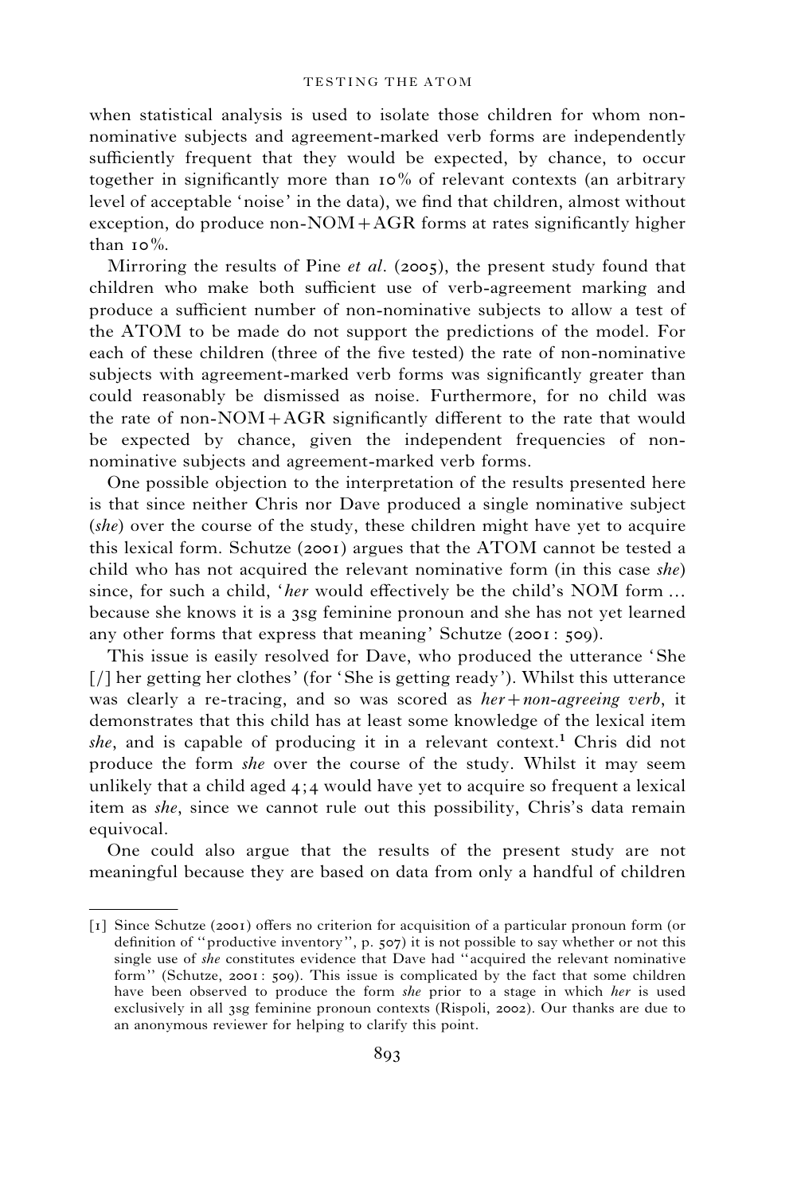when statistical analysis is used to isolate those children for whom non-nominative subjects and agreement-marked verb forms are independently sufficiently frequent that they would be expected, by chance, to occur together in significantly more than 10% of relevant contexts (an arbitrary level of acceptable 'noise' in the data), we find that children, almost without exception, do produce non-NOM+AGR forms at rates significantly higher than 10%.

Mirroring the results of Pine *et al*. (2005), the present study found that children who make both sufficient use of verb-agreement marking and produce a sufficient number of non-nominative subjects to allow a test of the ATOM to be made do not support the predictions of the model. For each of these children (three of the five tested) the rate of non-nominative subjects with agreement-marked verb forms was significantly greater than could reasonably be dismissed as noise. Furthermore, for no child was the rate of non-NOM+AGR significantly different to the rate that would be expected by chance, given the independent frequencies of non-nominative subjects and agreement-marked verb forms.

One possible objection to the interpretation of the results presented here is that since neither Chris nor Dave produced a single nominative subject (*she*) over the course of the study, these children might have yet to acquire this lexical form. Schutze (2001) argues that the ATOM cannot be tested a child who has not acquired the relevant nominative form (in this case *she*) since, for such a child, '*her* would effectively be the child's NOM form … because she knows it is a 3sg feminine pronoun and she has not yet learned any other forms that express that meaning' Schutze (2001: 509).

This issue is easily resolved for Dave, who produced the utterance 'She [/] her getting her clothes' (for 'She is getting ready'). Whilst this utterance was clearly a re-tracing, and so was scored as *her+non-agreeing verb*, it demonstrates that this child has at least some knowledge of the lexical item *she*, and is capable of producing it in a relevant context.[1] Chris did not produce the form *she* over the course of the study. Whilst it may seem unlikely that a child aged 4;4 would have yet to acquire so frequent a lexical item as *she*, since we cannot rule out this possibility, Chris's data remain equivocal.

One could also argue that the results of the present study are not meaningful because they are based on data from only a handful of children

---

[1] Since Schutze (2001) offers no criterion for acquisition of a particular pronoun form (or definition of "productive inventory", p. 507) it is not possible to say whether or not this single use of *she* constitutes evidence that Dave had "acquired the relevant nominative form" (Schutze, 2001: 509). This issue is complicated by the fact that some children have been observed to produce the form *she* prior to a stage in which *her* is used exclusively in all 3sg feminine pronoun contexts (Rispoli, 2002). Our thanks are due to an anonymous reviewer for helping to clarify this point.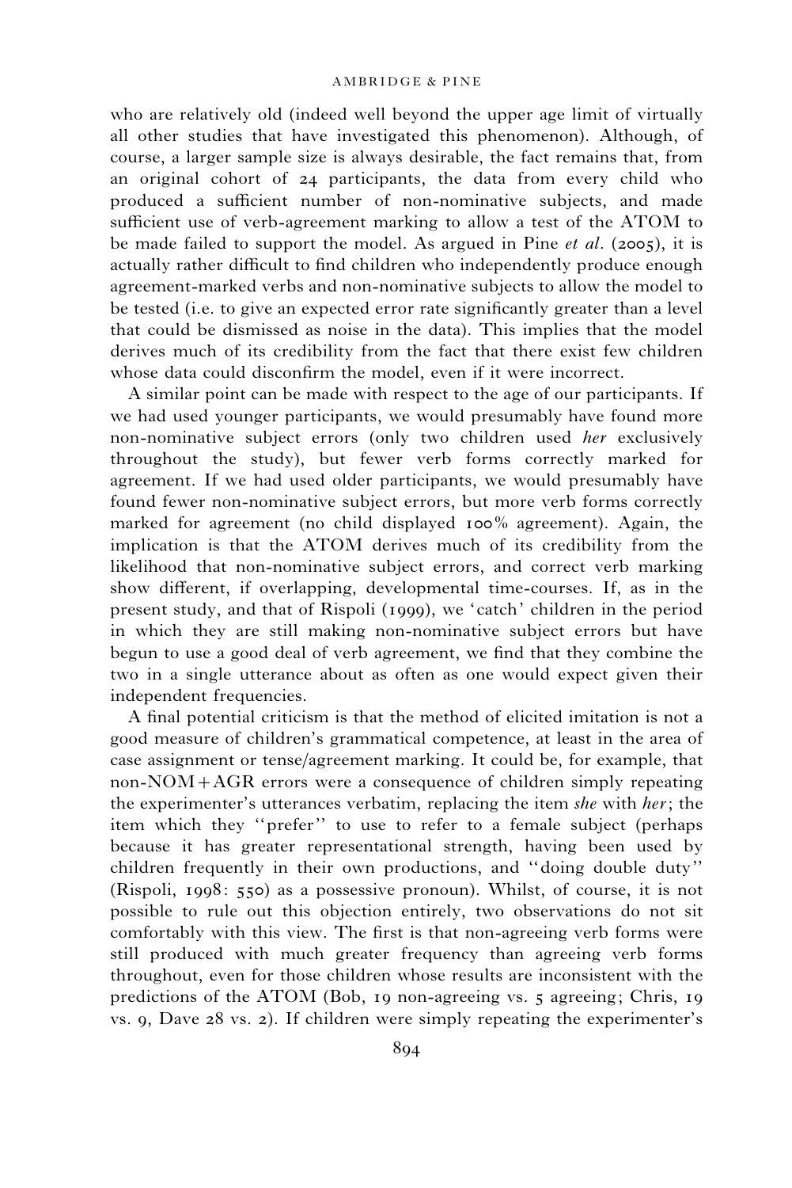who are relatively old (indeed well beyond the upper age limit of virtually all other studies that have investigated this phenomenon). Although, of course, a larger sample size is always desirable, the fact remains that, from an original cohort of 24 participants, the data from every child who produced a sufficient number of non-nominative subjects, and made sufficient use of verb-agreement marking to allow a test of the ATOM to be made failed to support the model. As argued in Pine *et al*. (2005), it is actually rather difficult to find children who independently produce enough agreement-marked verbs and non-nominative subjects to allow the model to be tested (i.e. to give an expected error rate significantly greater than a level that could be dismissed as noise in the data). This implies that the model derives much of its credibility from the fact that there exist few children whose data could disconfirm the model, even if it were incorrect.

A similar point can be made with respect to the age of our participants. If we had used younger participants, we would presumably have found more non-nominative subject errors (only two children used *her* exclusively throughout the study), but fewer verb forms correctly marked for agreement. If we had used older participants, we would presumably have found fewer non-nominative subject errors, but more verb forms correctly marked for agreement (no child displayed 100% agreement). Again, the implication is that the ATOM derives much of its credibility from the likelihood that non-nominative subject errors, and correct verb marking show different, if overlapping, developmental time-courses. If, as in the present study, and that of Rispoli (1999), we 'catch' children in the period in which they are still making non-nominative subject errors but have begun to use a good deal of verb agreement, we find that they combine the two in a single utterance about as often as one would expect given their independent frequencies.

A final potential criticism is that the method of elicited imitation is not a good measure of children's grammatical competence, at least in the area of case assignment or tense/agreement marking. It could be, for example, that non-NOM+AGR errors were a consequence of children simply repeating the experimenter's utterances verbatim, replacing the item *she* with *her*; the item which they ''prefer'' to use to refer to a female subject (perhaps because it has greater representational strength, having been used by children frequently in their own productions, and ''doing double duty'' (Rispoli, 1998: 550) as a possessive pronoun). Whilst, of course, it is not possible to rule out this objection entirely, two observations do not sit comfortably with this view. The first is that non-agreeing verb forms were still produced with much greater frequency than agreeing verb forms throughout, even for those children whose results are inconsistent with the predictions of the ATOM (Bob, 19 non-agreeing vs. 5 agreeing; Chris, 19 vs. 9, Dave 28 vs. 2). If children were simply repeating the experimenter's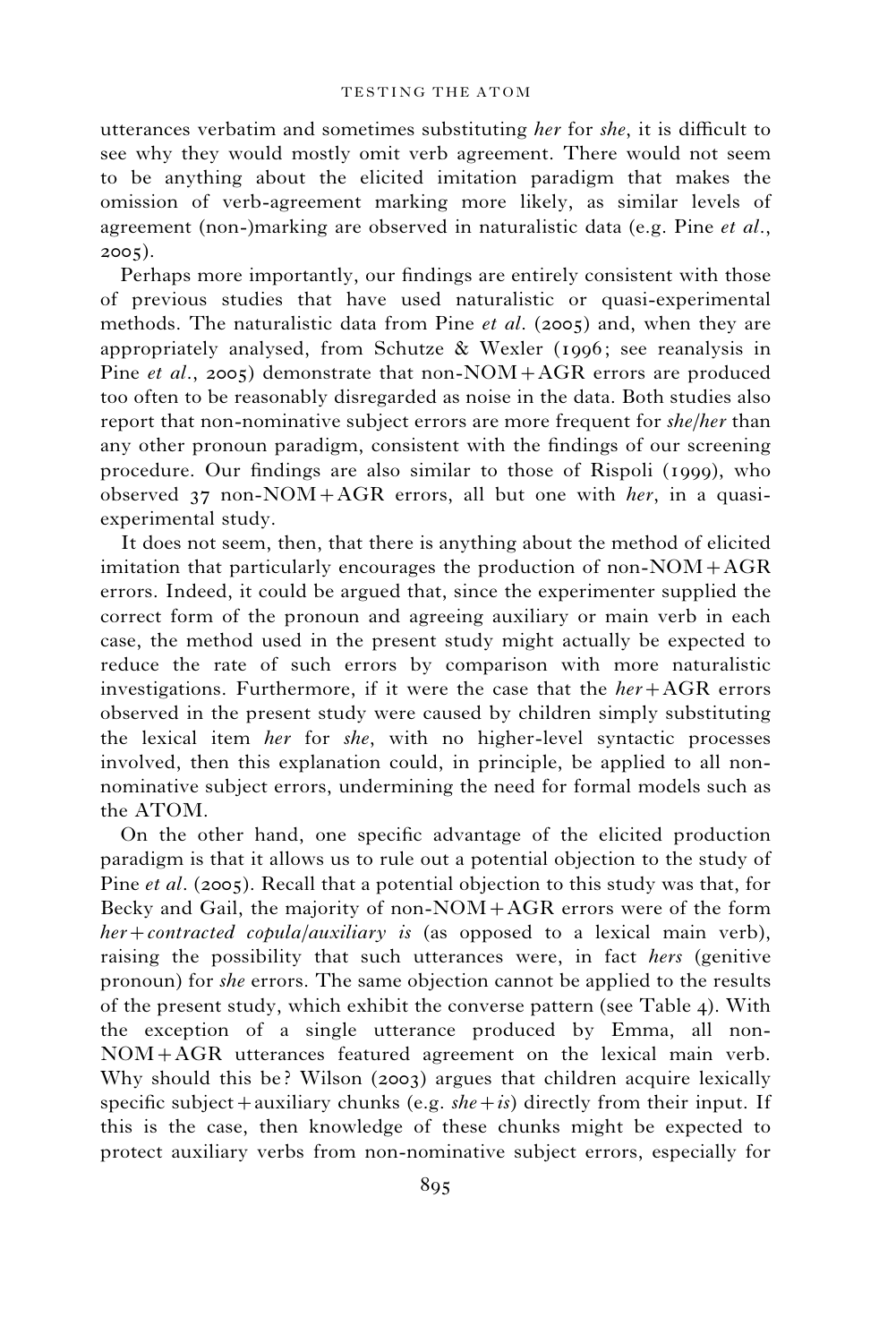utterances verbatim and sometimes substituting *her* for *she*, it is difficult to see why they would mostly omit verb agreement. There would not seem to be anything about the elicited imitation paradigm that makes the omission of verb-agreement marking more likely, as similar levels of agreement (non-)marking are observed in naturalistic data (e.g. Pine *et al*., 2005).

Perhaps more importantly, our findings are entirely consistent with those of previous studies that have used naturalistic or quasi-experimental methods. The naturalistic data from Pine *et al*. (2005) and, when they are appropriately analysed, from Schutze & Wexler (1996; see reanalysis in Pine *et al*., 2005) demonstrate that non-NOM+AGR errors are produced too often to be reasonably disregarded as noise in the data. Both studies also report that non-nominative subject errors are more frequent for *she/her* than any other pronoun paradigm, consistent with the findings of our screening procedure. Our findings are also similar to those of Rispoli (1999), who observed 37 non-NOM+AGR errors, all but one with *her*, in a quasi-experimental study.

It does not seem, then, that there is anything about the method of elicited imitation that particularly encourages the production of non-NOM+AGR errors. Indeed, it could be argued that, since the experimenter supplied the correct form of the pronoun and agreeing auxiliary or main verb in each case, the method used in the present study might actually be expected to reduce the rate of such errors by comparison with more naturalistic investigations. Furthermore, if it were the case that the *her*+AGR errors observed in the present study were caused by children simply substituting the lexical item *her* for *she*, with no higher-level syntactic processes involved, then this explanation could, in principle, be applied to all non-nominative subject errors, undermining the need for formal models such as the ATOM.

On the other hand, one specific advantage of the elicited production paradigm is that it allows us to rule out a potential objection to the study of Pine *et al*. (2005). Recall that a potential objection to this study was that, for Becky and Gail, the majority of non-NOM+AGR errors were of the form *her+contracted copula/auxiliary is* (as opposed to a lexical main verb), raising the possibility that such utterances were, in fact *hers* (genitive pronoun) for *she* errors. The same objection cannot be applied to the results of the present study, which exhibit the converse pattern (see Table 4). With the exception of a single utterance produced by Emma, all non-NOM+AGR utterances featured agreement on the lexical main verb. Why should this be? Wilson (2003) argues that children acquire lexically specific subject+auxiliary chunks (e.g. *she+is*) directly from their input. If this is the case, then knowledge of these chunks might be expected to protect auxiliary verbs from non-nominative subject errors, especially for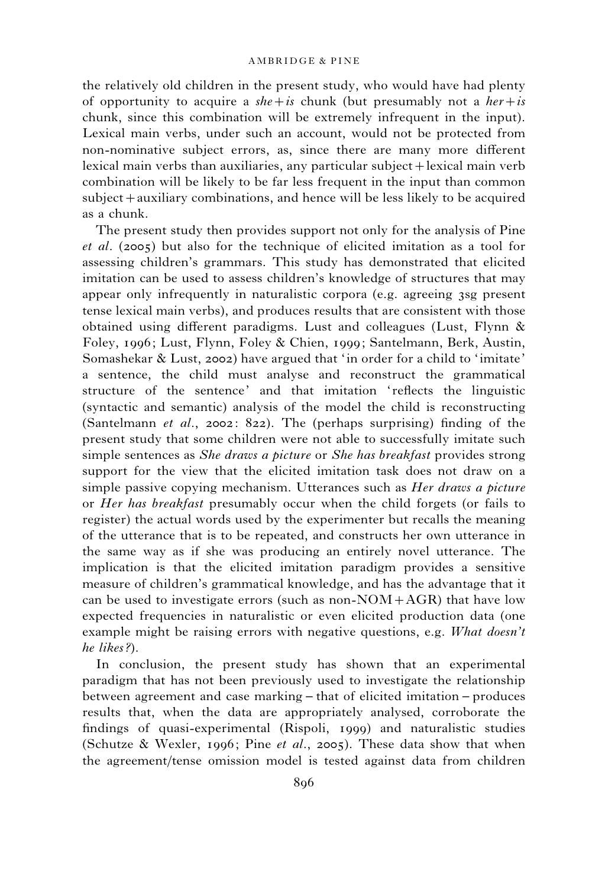the relatively old children in the present study, who would have had plenty of opportunity to acquire a *she+is* chunk (but presumably not a *her+is* chunk, since this combination will be extremely infrequent in the input). Lexical main verbs, under such an account, would not be protected from non-nominative subject errors, as, since there are many more different lexical main verbs than auxiliaries, any particular subject+lexical main verb combination will be likely to be far less frequent in the input than common subject+auxiliary combinations, and hence will be less likely to be acquired as a chunk.

The present study then provides support not only for the analysis of Pine *et al*. (2005) but also for the technique of elicited imitation as a tool for assessing children's grammars. This study has demonstrated that elicited imitation can be used to assess children's knowledge of structures that may appear only infrequently in naturalistic corpora (e.g. agreeing 3sg present tense lexical main verbs), and produces results that are consistent with those obtained using different paradigms. Lust and colleagues (Lust, Flynn & Foley, 1996; Lust, Flynn, Foley & Chien, 1999; Santelmann, Berk, Austin, Somashekar & Lust, 2002) have argued that 'in order for a child to 'imitate' a sentence, the child must analyse and reconstruct the grammatical structure of the sentence' and that imitation 'reflects the linguistic (syntactic and semantic) analysis of the model the child is reconstructing (Santelmann *et al*., 2002: 822). The (perhaps surprising) finding of the present study that some children were not able to successfully imitate such simple sentences as *She draws a picture* or *She has breakfast* provides strong support for the view that the elicited imitation task does not draw on a simple passive copying mechanism. Utterances such as *Her draws a picture* or *Her has breakfast* presumably occur when the child forgets (or fails to register) the actual words used by the experimenter but recalls the meaning of the utterance that is to be repeated, and constructs her own utterance in the same way as if she was producing an entirely novel utterance. The implication is that the elicited imitation paradigm provides a sensitive measure of children's grammatical knowledge, and has the advantage that it can be used to investigate errors (such as non-NOM+AGR) that have low expected frequencies in naturalistic or even elicited production data (one example might be raising errors with negative questions, e.g. *What doesn't he likes?*).

In conclusion, the present study has shown that an experimental paradigm that has not been previously used to investigate the relationship between agreement and case marking – that of elicited imitation – produces results that, when the data are appropriately analysed, corroborate the findings of quasi-experimental (Rispoli, 1999) and naturalistic studies (Schutze & Wexler, 1996; Pine *et al*., 2005). These data show that when the agreement/tense omission model is tested against data from children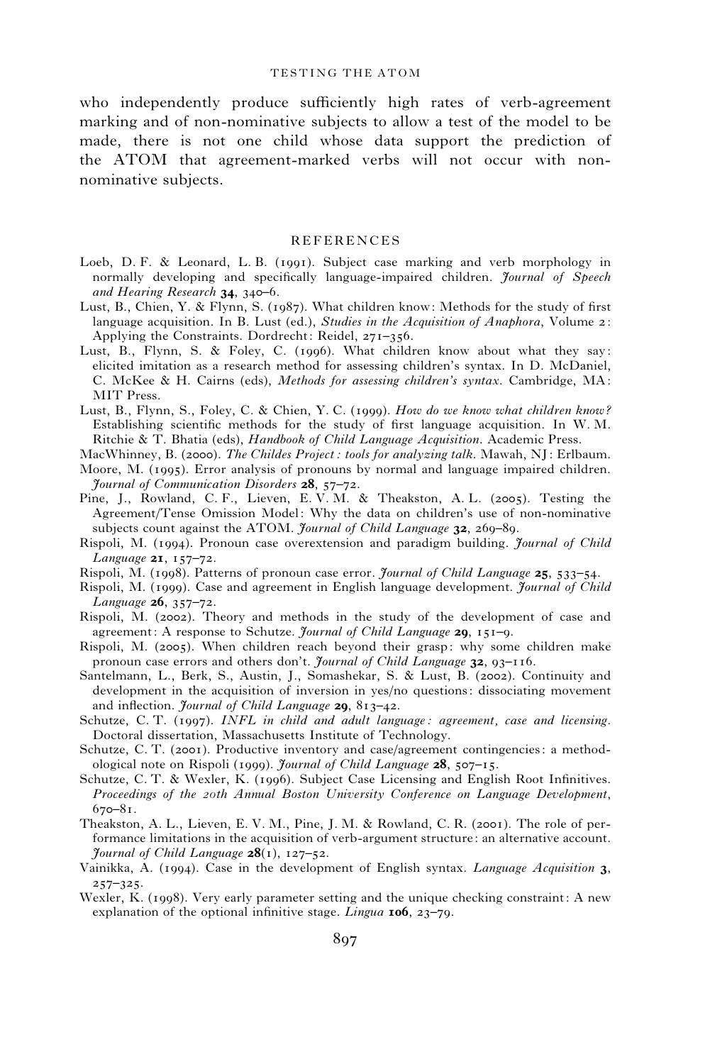who independently produce sufficiently high rates of verb-agreement marking and of non-nominative subjects to allow a test of the model to be made, there is not one child whose data support the prediction of the ATOM that agreement-marked verbs will not occur with non-nominative subjects.

## REFERENCES

Loeb, D. F. & Leonard, L. B. (1991). Subject case marking and verb morphology in normally developing and specifically language-impaired children. *Journal of Speech and Hearing Research* **34**, 340–6.

Lust, B., Chien, Y. & Flynn, S. (1987). What children know: Methods for the study of first language acquisition. In B. Lust (ed.), *Studies in the Acquisition of Anaphora*, Volume 2: Applying the Constraints. Dordrecht: Reidel, 271–356.

Lust, B., Flynn, S. & Foley, C. (1996). What children know about what they say: elicited imitation as a research method for assessing children's syntax. In D. McDaniel, C. McKee & H. Cairns (eds), *Methods for assessing children's syntax*. Cambridge, MA: MIT Press.

Lust, B., Flynn, S., Foley, C. & Chien, Y. C. (1999). *How do we know what children know?* Establishing scientific methods for the study of first language acquisition. In W. M. Ritchie & T. Bhatia (eds), *Handbook of Child Language Acquisition*. Academic Press.

MacWhinney, B. (2000). *The Childes Project: tools for analyzing talk*. Mawah, NJ: Erlbaum.

Moore, M. (1995). Error analysis of pronouns by normal and language impaired children. *Journal of Communication Disorders* **28**, 57–72.

Pine, J., Rowland, C. F., Lieven, E. V. M. & Theakston, A. L. (2005). Testing the Agreement/Tense Omission Model: Why the data on children's use of non-nominative subjects count against the ATOM. *Journal of Child Language* **32**, 269–89.

Rispoli, M. (1994). Pronoun case overextension and paradigm building. *Journal of Child Language* **21**, 157–72.

Rispoli, M. (1998). Patterns of pronoun case error. *Journal of Child Language* **25**, 533–54.

Rispoli, M. (1999). Case and agreement in English language development. *Journal of Child Language* **26**, 357–72.

Rispoli, M. (2002). Theory and methods in the study of the development of case and agreement: A response to Schutze. *Journal of Child Language* **29**, 151–9.

Rispoli, M. (2005). When children reach beyond their grasp: why some children make pronoun case errors and others don't. *Journal of Child Language* **32**, 93–116.

Santelmann, L., Berk, S., Austin, J., Somashekar, S. & Lust, B. (2002). Continuity and development in the acquisition of inversion in yes/no questions: dissociating movement and inflection. *Journal of Child Language* **29**, 813–42.

Schutze, C. T. (1997). *INFL in child and adult language: agreement, case and licensing*. Doctoral dissertation, Massachusetts Institute of Technology.

Schutze, C. T. (2001). Productive inventory and case/agreement contingencies: a methodological note on Rispoli (1999). *Journal of Child Language* **28**, 507–15.

Schutze, C. T. & Wexler, K. (1996). Subject Case Licensing and English Root Infinitives. *Proceedings of the 20th Annual Boston University Conference on Language Development*, 670–81.

Theakston, A. L., Lieven, E. V. M., Pine, J. M. & Rowland, C. R. (2001). The role of performance limitations in the acquisition of verb-argument structure: an alternative account. *Journal of Child Language* **28**(1), 127–52.

Vainikka, A. (1994). Case in the development of English syntax. *Language Acquisition* **3**, 257–325.

Wexler, K. (1998). Very early parameter setting and the unique checking constraint: A new explanation of the optional infinitive stage. *Lingua* **106**, 23–79.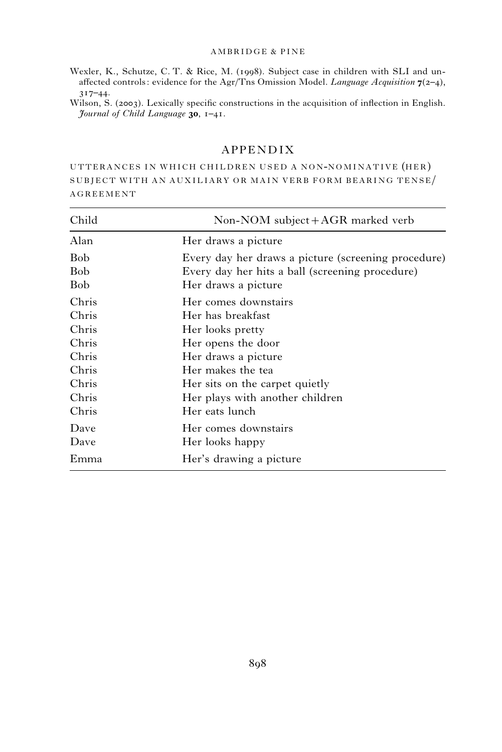Wexler, K., Schutze, C. T. & Rice, M. (1998). Subject case in children with SLI and unaffected controls: evidence for the Agr/Tns Omission Model. *Language Acquisition* **7**(2–4), 317–44.

Wilson, S. (2003). Lexically specific constructions in the acquisition of inflection in English. *Journal of Child Language* **30**, 1–41.

## APPENDIX

UTTERANCES IN WHICH CHILDREN USED A NON-NOMINATIVE (HER) SUBJECT WITH AN AUXILIARY OR MAIN VERB FORM BEARING TENSE/AGREEMENT

| Child | Non-NOM subject+AGR marked verb |
|---|---|
| Alan | Her draws a picture |
| Bob | Every day her draws a picture (screening procedure) |
| Bob | Every day her hits a ball (screening procedure) |
| Bob | Her draws a picture |
| Chris | Her comes downstairs |
| Chris | Her has breakfast |
| Chris | Her looks pretty |
| Chris | Her opens the door |
| Chris | Her draws a picture |
| Chris | Her makes the tea |
| Chris | Her sits on the carpet quietly |
| Chris | Her plays with another children |
| Chris | Her eats lunch |
| Dave | Her comes downstairs |
| Dave | Her looks happy |
| Emma | Her's drawing a picture |